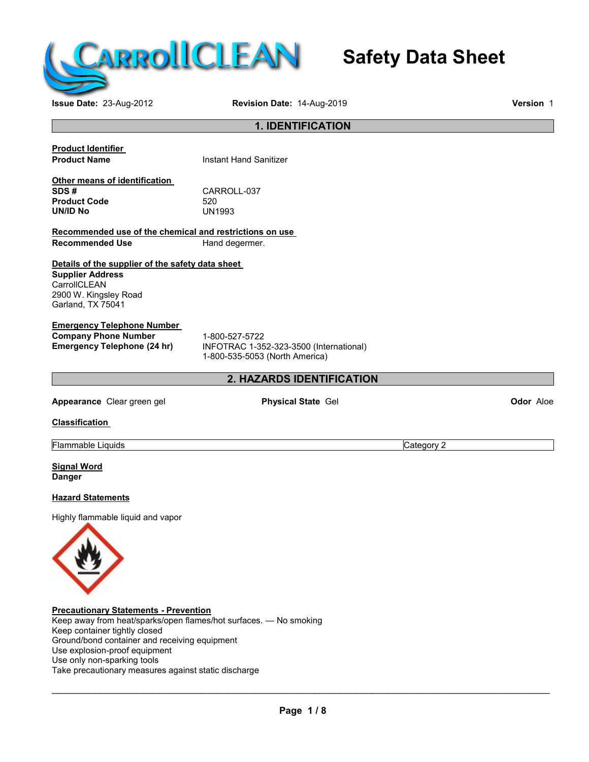# Safety Data Sheet

**Issue Date:** 23-Aug-2012 **Revision Date:** 14-Aug-2019 **Version** 1

## 1. IDENTIFICATION

**Product Identifier**

**Product Name** Instant Hand Sanitizer

**Other means of identification**

**SDS #** CARROLL-037
**Product Code** 520
**UN/ID No** UN1993

**Recommended use of the chemical and restrictions on use**

**Recommended Use** Hand degermer.

**Details of the supplier of the safety data sheet**

**Supplier Address**
CarrollCLEAN
2900 W. Kingsley Road
Garland, TX 75041

**Emergency Telephone Number**

**Company Phone Number** 1-800-527-5722
**Emergency Telephone (24 hr)** INFOTRAC 1-352-323-3500 (International)
1-800-535-5053 (North America)

## 2. HAZARDS IDENTIFICATION

**Appearance** Clear green gel **Physical State** Gel **Odor** Aloe

**Classification**

| | |
|---|---|
| Flammable Liquids | Category 2 |

**Signal Word**
Danger

**Hazard Statements**

Highly flammable liquid and vapor

**Precautionary Statements - Prevention**
Keep away from heat/sparks/open flames/hot surfaces. — No smoking
Keep container tightly closed
Ground/bond container and receiving equipment
Use explosion-proof equipment
Use only non-sparking tools
Take precautionary measures against static discharge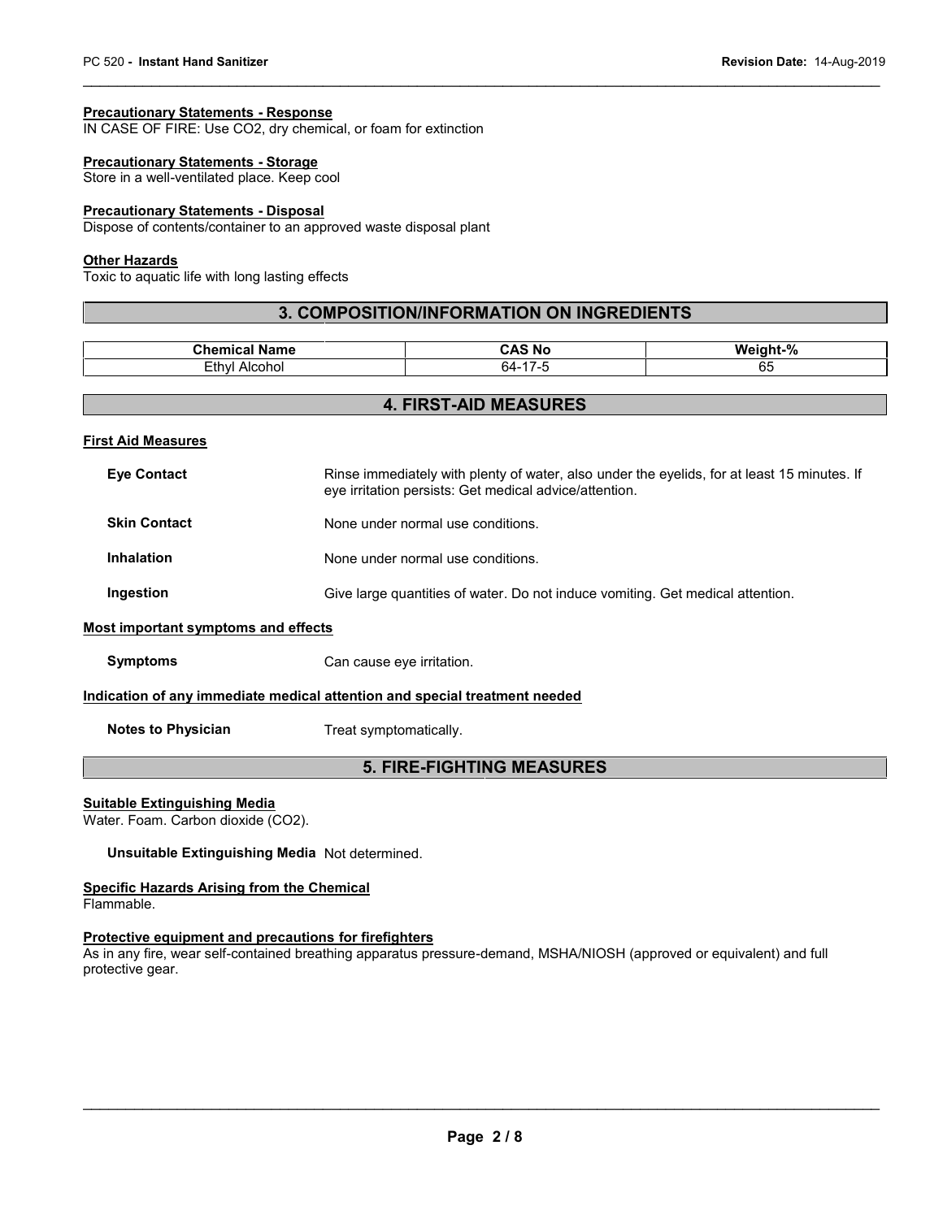#### Precautionary Statements - Response

IN CASE OF FIRE: Use $CO_2$, dry chemical, or foam for extinction

#### Precautionary Statements - Storage

Store in a well-ventilated place. Keep cool

#### Precautionary Statements - Disposal

Dispose of contents/container to an approved waste disposal plant

#### Other Hazards

Toxic to aquatic life with long lasting effects

## 3. COMPOSITION/INFORMATION ON INGREDIENTS

| Chemical Name | CAS No | Weight-% |
|---|---|---|
| Ethyl Alcohol | 64-17-5 | 65 |

## 4. FIRST-AID MEASURES

#### First Aid Measures

**Eye Contact** Rinse immediately with plenty of water, also under the eyelids, for at least 15 minutes. If eye irritation persists: Get medical advice/attention.

**Skin Contact** None under normal use conditions.

**Inhalation** None under normal use conditions.

**Ingestion** Give large quantities of water. Do not induce vomiting. Get medical attention.

#### Most important symptoms and effects

**Symptoms** Can cause eye irritation.

#### Indication of any immediate medical attention and special treatment needed

**Notes to Physician** Treat symptomatically.

## 5. FIRE-FIGHTING MEASURES

#### Suitable Extinguishing Media

Water. Foam. Carbon dioxide ($CO_2$).

**Unsuitable Extinguishing Media** Not determined.

#### Specific Hazards Arising from the Chemical

Flammable.

#### Protective equipment and precautions for firefighters

As in any fire, wear self-contained breathing apparatus pressure-demand, MSHA/NIOSH (approved or equivalent) and full protective gear.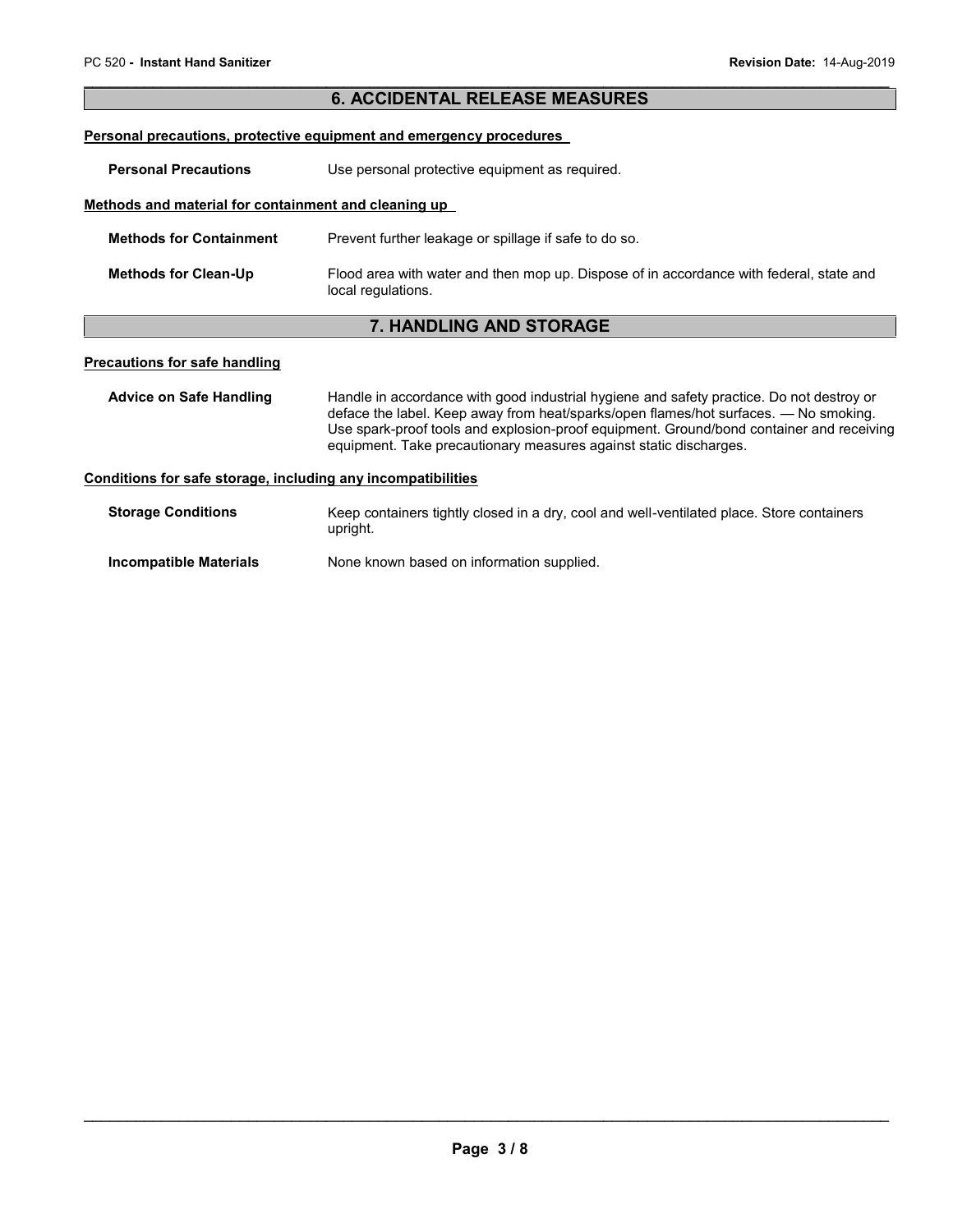## 6. ACCIDENTAL RELEASE MEASURES

**Personal precautions, protective equipment and emergency procedures**

**Personal Precautions** Use personal protective equipment as required.

**Methods and material for containment and cleaning up**

**Methods for Containment** Prevent further leakage or spillage if safe to do so.

**Methods for Clean-Up** Flood area with water and then mop up. Dispose of in accordance with federal, state and local regulations.

## 7. HANDLING AND STORAGE

**Precautions for safe handling**

**Advice on Safe Handling** Handle in accordance with good industrial hygiene and safety practice. Do not destroy or deface the label. Keep away from heat/sparks/open flames/hot surfaces. — No smoking. Use spark-proof tools and explosion-proof equipment. Ground/bond container and receiving equipment. Take precautionary measures against static discharges.

**Conditions for safe storage, including any incompatibilities**

**Storage Conditions** Keep containers tightly closed in a dry, cool and well-ventilated place. Store containers upright.

**Incompatible Materials** None known based on information supplied.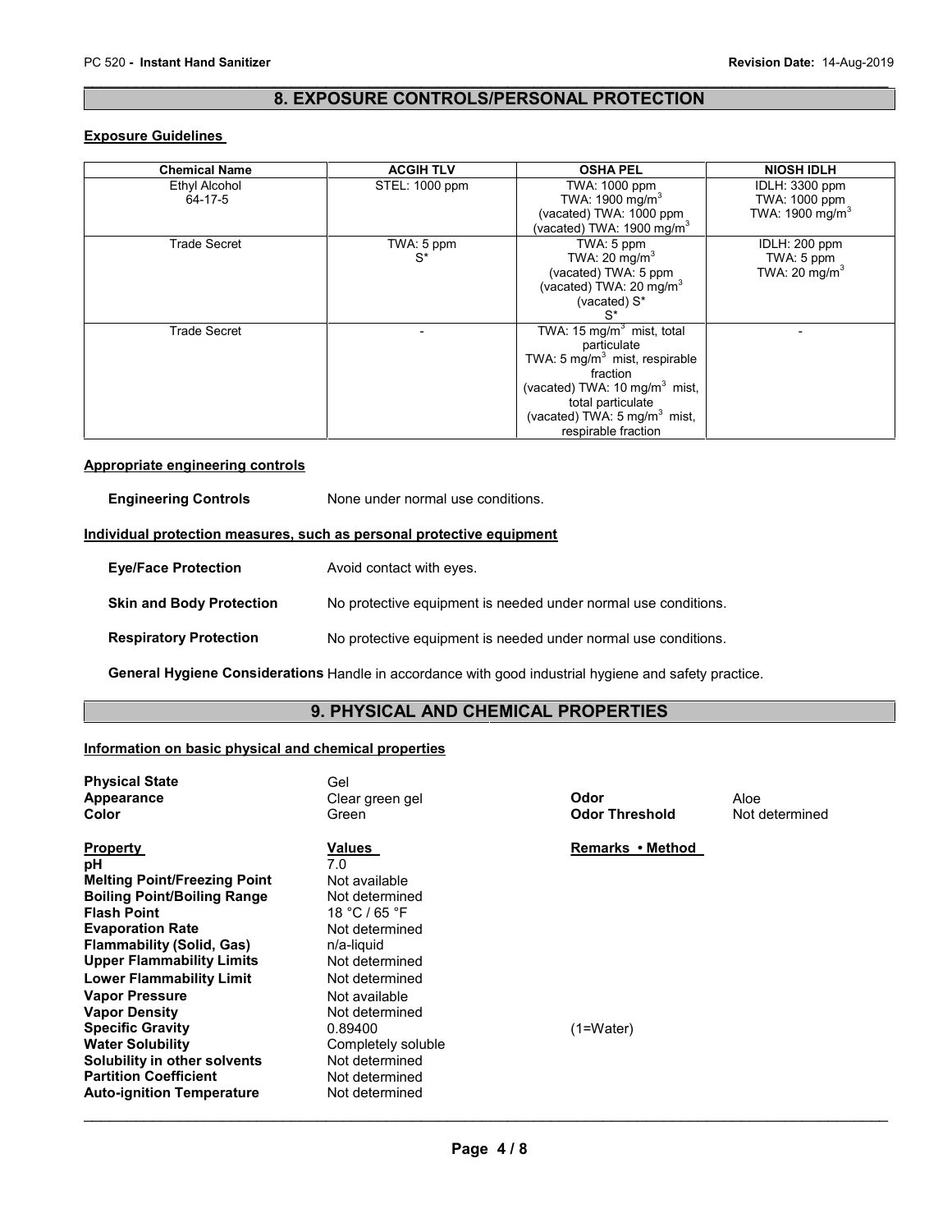## 8. EXPOSURE CONTROLS/PERSONAL PROTECTION

### Exposure Guidelines

| Chemical Name | ACGIH TLV | OSHA PEL | NIOSH IDLH |
|---|---|---|---|
| Ethyl Alcohol 64-17-5 | STEL: 1000 ppm | TWA: 1000 ppm TWA: 1900 mg/m$^3$ (vacated) TWA: 1000 ppm (vacated) TWA: 1900 mg/m$^3$ | IDLH: 3300 ppm TWA: 1000 ppm TWA: 1900 mg/m$^3$ |
| Trade Secret | TWA: 5 ppm S* | TWA: 5 ppm TWA: 20 mg/m$^3$ (vacated) TWA: 5 ppm (vacated) TWA: 20 mg/m$^3$ (vacated) S* S* | IDLH: 200 ppm TWA: 5 ppm TWA: 20 mg/m$^3$ |
| Trade Secret | - | TWA: 15 mg/m$^3$ mist, total particulate TWA: 5 mg/m$^3$ mist, respirable fraction (vacated) TWA: 10 mg/m$^3$ mist, total particulate (vacated) TWA: 5 mg/m$^3$ mist, respirable fraction | - |

### Appropriate engineering controls

**Engineering Controls** None under normal use conditions.

### Individual protection measures, such as personal protective equipment

**Eye/Face Protection** Avoid contact with eyes.

**Skin and Body Protection** No protective equipment is needed under normal use conditions.

**Respiratory Protection** No protective equipment is needed under normal use conditions.

**General Hygiene Considerations** Handle in accordance with good industrial hygiene and safety practice.

## 9. PHYSICAL AND CHEMICAL PROPERTIES

### Information on basic physical and chemical properties

**Physical State** Gel
**Appearance** Clear green gel
**Color** Green
**Odor** Aloe
**Odor Threshold** Not determined

| Property | Values | Remarks • Method |
|---|---|---|
| **pH** | 7.0 | |
| **Melting Point/Freezing Point** | Not available | |
| **Boiling Point/Boiling Range** | Not determined | |
| **Flash Point** | 18 °C / 65 °F | |
| **Evaporation Rate** | Not determined | |
| **Flammability (Solid, Gas)** | n/a-liquid | |
| **Upper Flammability Limits** | Not determined | |
| **Lower Flammability Limit** | Not determined | |
| **Vapor Pressure** | Not available | |
| **Vapor Density** | Not determined | |
| **Specific Gravity** | 0.89400 | (1=Water) |
| **Water Solubility** | Completely soluble | |
| **Solubility in other solvents** | Not determined | |
| **Partition Coefficient** | Not determined | |
| **Auto-ignition Temperature** | Not determined | |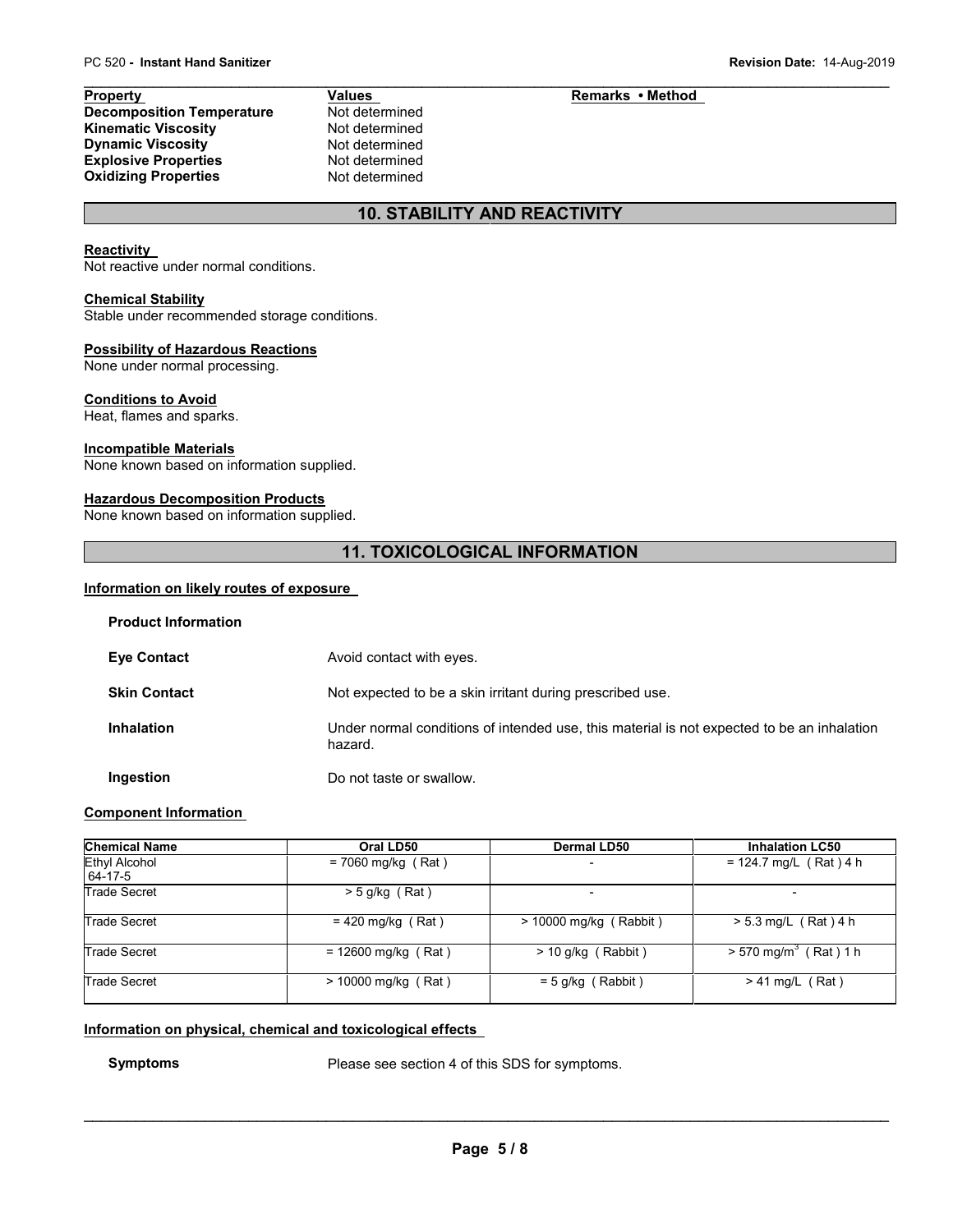| Property | Values | Remarks • Method |
| --- | --- | --- |
| **Decomposition Temperature** | Not determined | |
| **Kinematic Viscosity** | Not determined | |
| **Dynamic Viscosity** | Not determined | |
| **Explosive Properties** | Not determined | |
| **Oxidizing Properties** | Not determined | |

## 10. STABILITY AND REACTIVITY

**Reactivity**
Not reactive under normal conditions.

**Chemical Stability**
Stable under recommended storage conditions.

**Possibility of Hazardous Reactions**
None under normal processing.

**Conditions to Avoid**
Heat, flames and sparks.

**Incompatible Materials**
None known based on information supplied.

**Hazardous Decomposition Products**
None known based on information supplied.

## 11. TOXICOLOGICAL INFORMATION

**Information on likely routes of exposure**

**Product Information**

**Eye Contact** Avoid contact with eyes.

**Skin Contact** Not expected to be a skin irritant during prescribed use.

**Inhalation** Under normal conditions of intended use, this material is not expected to be an inhalation hazard.

**Ingestion** Do not taste or swallow.

**Component Information**

| Chemical Name | Oral LD50 | Dermal LD50 | Inhalation LC50 |
| --- | --- | --- | --- |
| Ethyl Alcohol 64-17-5 | = 7060 mg/kg ( Rat ) | - | = 124.7 mg/L ( Rat ) 4 h |
| Trade Secret | > 5 g/kg ( Rat ) | - | - |
| Trade Secret | = 420 mg/kg ( Rat ) | > 10000 mg/kg ( Rabbit ) | > 5.3 mg/L ( Rat ) 4 h |
| Trade Secret | = 12600 mg/kg ( Rat ) | > 10 g/kg ( Rabbit ) | > 570 $mg/m^3$ ( Rat ) 1 h |
| Trade Secret | > 10000 mg/kg ( Rat ) | = 5 g/kg ( Rabbit ) | > 41 mg/L ( Rat ) |

**Information on physical, chemical and toxicological effects**

**Symptoms** Please see section 4 of this SDS for symptoms.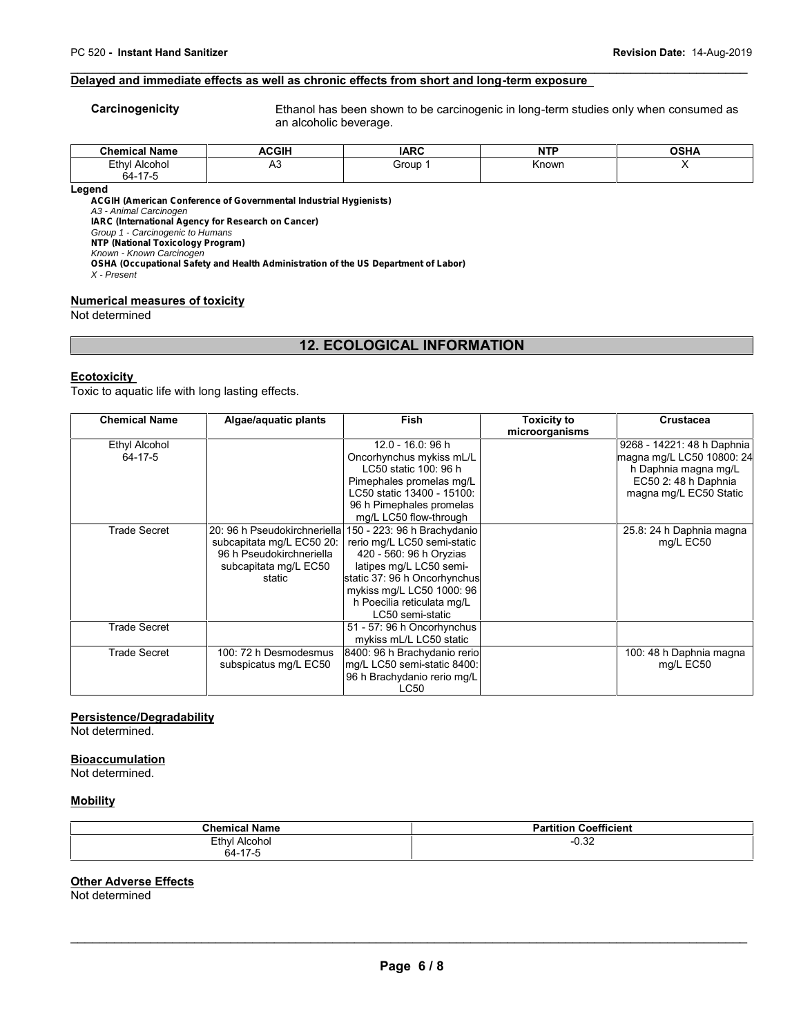### Delayed and immediate effects as well as chronic effects from short and long-term exposure

**Carcinogenicity** Ethanol has been shown to be carcinogenic in long-term studies only when consumed as an alcoholic beverage.

| Chemical Name | ACGIH | IARC | NTP | OSHA |
|---|---|---|---|---|
| Ethyl Alcohol 64-17-5 | A3 | Group 1 | Known | X |

**Legend**

**ACGIH (American Conference of Governmental Industrial Hygienists)**
*A3 - Animal Carcinogen*
**IARC (International Agency for Research on Cancer)**
*Group 1 - Carcinogenic to Humans*
**NTP (National Toxicology Program)**
*Known - Known Carcinogen*
**OSHA (Occupational Safety and Health Administration of the US Department of Labor)**
*X - Present*

### Numerical measures of toxicity

Not determined

## 12. ECOLOGICAL INFORMATION

### Ecotoxicity

Toxic to aquatic life with long lasting effects.

| Chemical Name | Algae/aquatic plants | Fish | Toxicity to microorganisms | Crustacea |
|---|---|---|---|---|
| Ethyl Alcohol 64-17-5 | | 12.0 - 16.0: 96 h Oncorhynchus mykiss mL/L LC50 static 100: 96 h Pimephales promelas mg/L LC50 static 13400 - 15100: 96 h Pimephales promelas mg/L LC50 flow-through | | 9268 - 14221: 48 h Daphnia magna mg/L LC50 10800: 24 h Daphnia magna mg/L EC50 2: 48 h Daphnia magna mg/L EC50 Static |
| Trade Secret | 20: 96 h Pseudokirchneriella subcapitata mg/L EC50 20: 96 h Pseudokirchneriella subcapitata mg/L EC50 static | 150 - 223: 96 h Brachydanio rerio mg/L LC50 semi-static 420 - 560: 96 h Oryzias latipes mg/L LC50 semi-static 37: 96 h Oncorhynchus mykiss mg/L LC50 1000: 96 h Poecilia reticulata mg/L LC50 semi-static | | 25.8: 24 h Daphnia magna mg/L EC50 |
| Trade Secret | | 51 - 57: 96 h Oncorhynchus mykiss mL/L LC50 static | | |
| Trade Secret | 100: 72 h Desmodesmus subspicatus mg/L EC50 | 8400: 96 h Brachydanio rerio mg/L LC50 semi-static 8400: 96 h Brachydanio rerio mg/L LC50 | | 100: 48 h Daphnia magna mg/L EC50 |

### Persistence/Degradability

Not determined.

### Bioaccumulation

Not determined.

### Mobility

| Chemical Name | Partition Coefficient |
|---|---|
| Ethyl Alcohol 64-17-5 | -0.32 |

### Other Adverse Effects

Not determined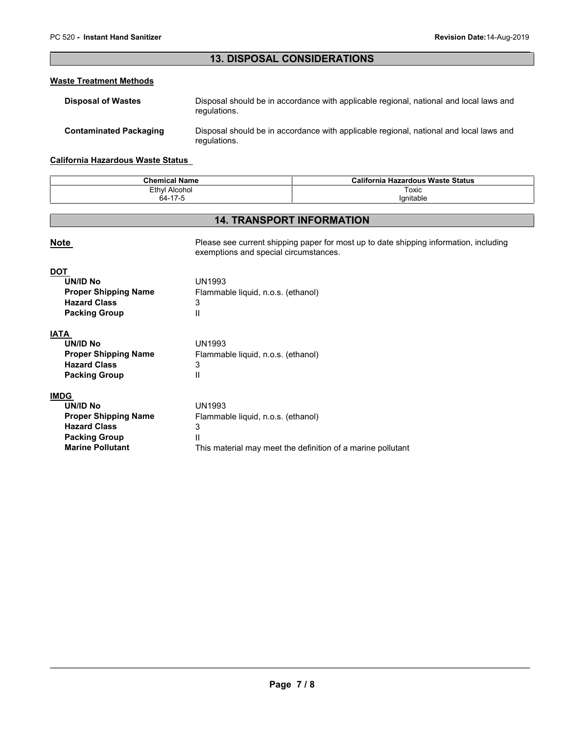## 13. DISPOSAL CONSIDERATIONS

**Waste Treatment Methods**

| | |
|---|---|
| **Disposal of Wastes** | Disposal should be in accordance with applicable regional, national and local laws and regulations. |
| **Contaminated Packaging** | Disposal should be in accordance with applicable regional, national and local laws and regulations. |

**California Hazardous Waste Status**

| Chemical Name | California Hazardous Waste Status |
|---|---|
| Ethyl Alcohol<br>64-17-5 | Toxic<br>Ignitable |

## 14. TRANSPORT INFORMATION

**Note** Please see current shipping paper for most up to date shipping information, including exemptions and special circumstances.

**DOT**

| | |
|---|---|
| **UN/ID No** | UN1993 |
| **Proper Shipping Name** | Flammable liquid, n.o.s. (ethanol) |
| **Hazard Class** | 3 |
| **Packing Group** | II |

**IATA**

| | |
|---|---|
| **UN/ID No** | UN1993 |
| **Proper Shipping Name** | Flammable liquid, n.o.s. (ethanol) |
| **Hazard Class** | 3 |
| **Packing Group** | II |

**IMDG**

| | |
|---|---|
| **UN/ID No** | UN1993 |
| **Proper Shipping Name** | Flammable liquid, n.o.s. (ethanol) |
| **Hazard Class** | 3 |
| **Packing Group** | II |
| **Marine Pollutant** | This material may meet the definition of a marine pollutant |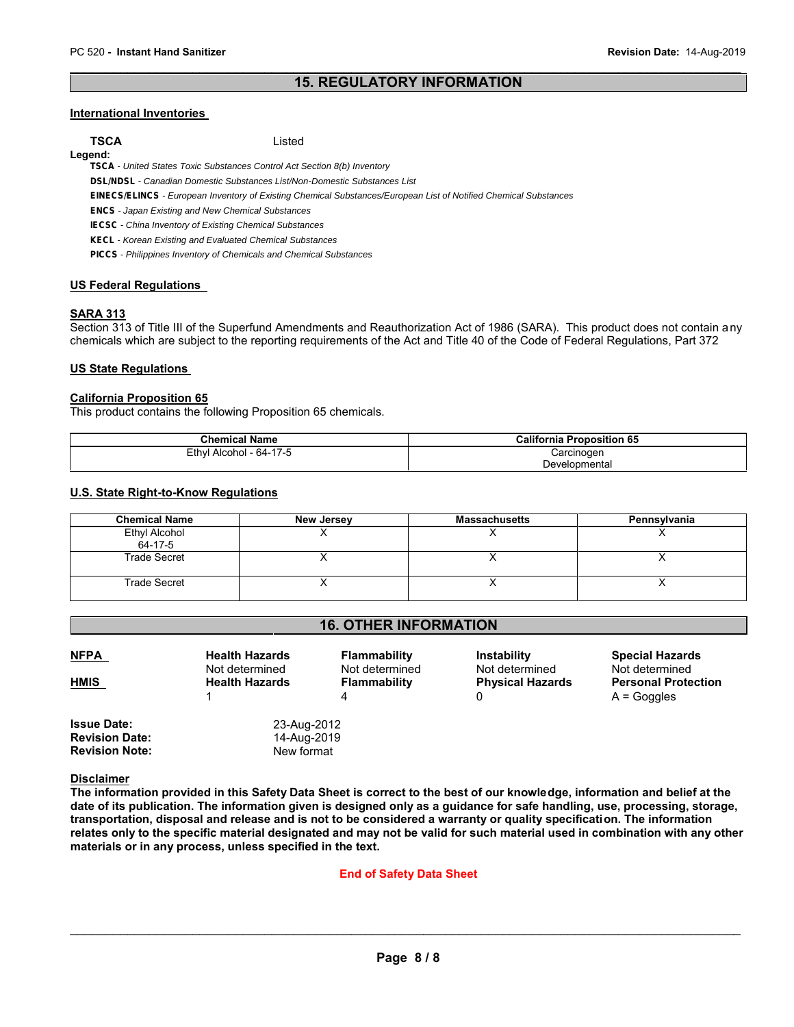## 15. REGULATORY INFORMATION

### International Inventories

**TSCA** Listed

**Legend:**

**TSCA** - *United States Toxic Substances Control Act Section 8(b) Inventory*
**DSL/NDSL** - *Canadian Domestic Substances List/Non-Domestic Substances List*
**EINECS/ELINCS** - *European Inventory of Existing Chemical Substances/European List of Notified Chemical Substances*
**ENCS** - *Japan Existing and New Chemical Substances*
**IECSC** - *China Inventory of Existing Chemical Substances*
**KECL** - *Korean Existing and Evaluated Chemical Substances*
**PICCS** - *Philippines Inventory of Chemicals and Chemical Substances*

### US Federal Regulations

**SARA 313**

Section 313 of Title III of the Superfund Amendments and Reauthorization Act of 1986 (SARA). This product does not contain any chemicals which are subject to the reporting requirements of the Act and Title 40 of the Code of Federal Regulations, Part 372

### US State Regulations

**California Proposition 65**

This product contains the following Proposition 65 chemicals.

| Chemical Name | California Proposition 65 |
|---|---|
| Ethyl Alcohol - 64-17-5 | Carcinogen<br>Developmental |

**U.S. State Right-to-Know Regulations**

| Chemical Name | New Jersey | Massachusetts | Pennsylvania |
|---|---|---|---|
| Ethyl Alcohol<br>64-17-5 | X | X | X |
| Trade Secret | X | X | X |
| Trade Secret | X | X | X |

## 16. OTHER INFORMATION

| | | | | |
|---|---|---|---|---|
| **NFPA** | **Health Hazards**<br>Not determined | **Flammability**<br>Not determined | **Instability**<br>Not determined | **Special Hazards**<br>Not determined |
| **HMIS** | **Health Hazards**<br>1 | **Flammability**<br>4 | **Physical Hazards**<br>0 | **Personal Protection**<br>A = Goggles |

**Issue Date:** 23-Aug-2012
**Revision Date:** 14-Aug-2019
**Revision Note:** New format

**Disclaimer**

**The information provided in this Safety Data Sheet is correct to the best of our knowledge, information and belief at the date of its publication. The information given is designed only as a guidance for safe handling, use, processing, storage, transportation, disposal and release and is not to be considered a warranty or quality specification. The information relates only to the specific material designated and may not be valid for such material used in combination with any other materials or in any process, unless specified in the text.**

**End of Safety Data Sheet**